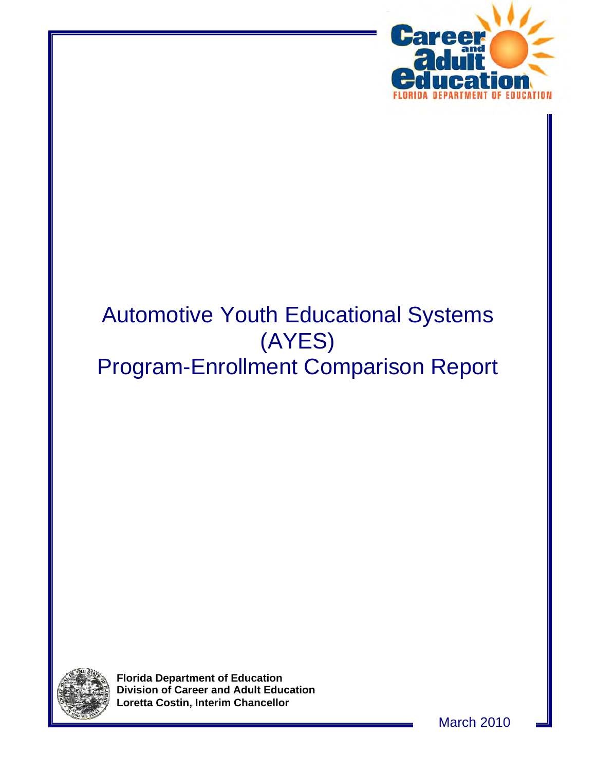Career and Adult Education

FLORIDA DEPARTMENT OF EDUCATION

# Automotive Youth Educational Systems (AYES) Program-Enrollment Comparison Report

**Florida Department of Education**
**Division of Career and Adult Education**
**Loretta Costin, Interim Chancellor**

March 2010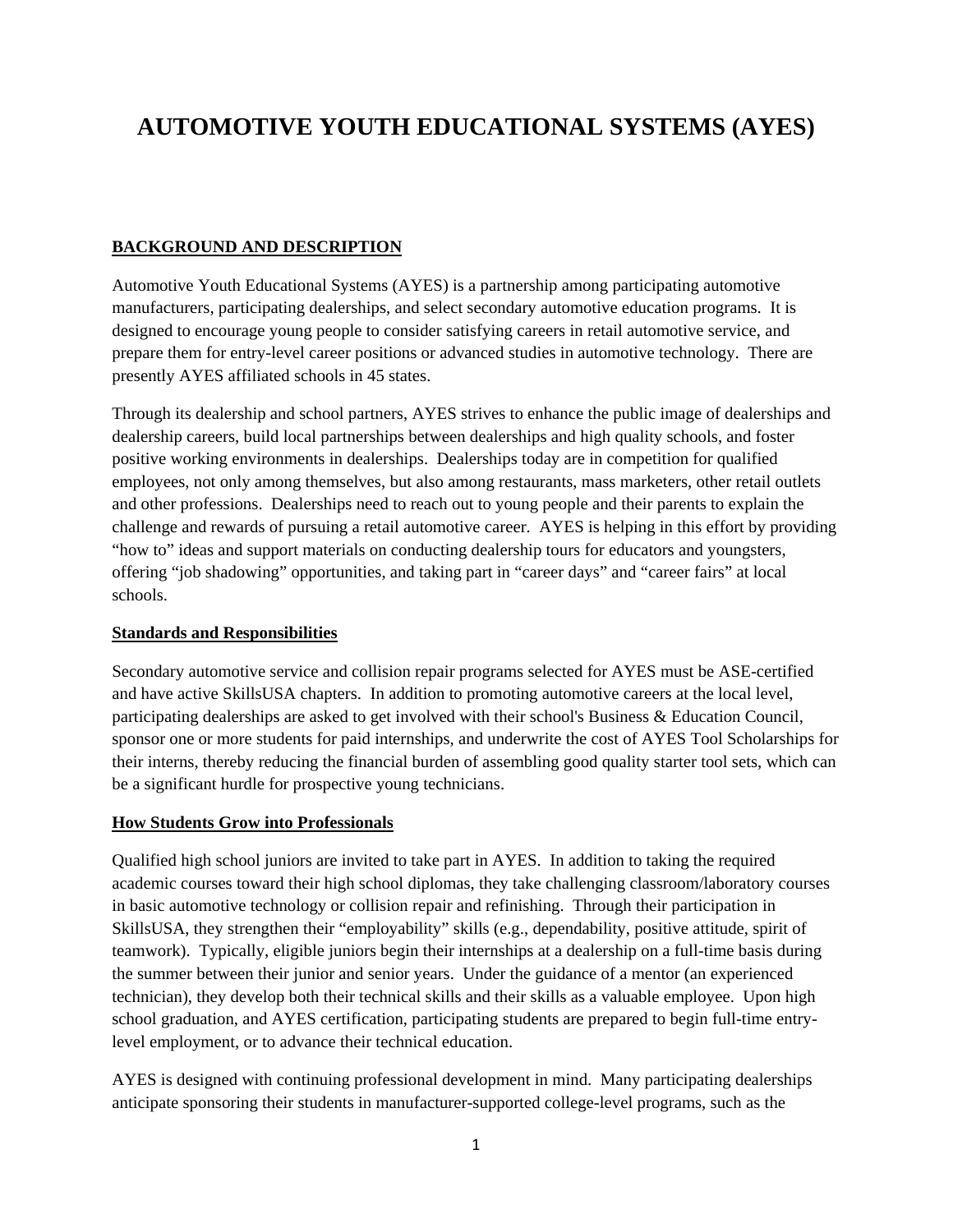# AUTOMOTIVE YOUTH EDUCATIONAL SYSTEMS (AYES)

## BACKGROUND AND DESCRIPTION

Automotive Youth Educational Systems (AYES) is a partnership among participating automotive manufacturers, participating dealerships, and select secondary automotive education programs. It is designed to encourage young people to consider satisfying careers in retail automotive service, and prepare them for entry-level career positions or advanced studies in automotive technology. There are presently AYES affiliated schools in 45 states.

Through its dealership and school partners, AYES strives to enhance the public image of dealerships and dealership careers, build local partnerships between dealerships and high quality schools, and foster positive working environments in dealerships. Dealerships today are in competition for qualified employees, not only among themselves, but also among restaurants, mass marketers, other retail outlets and other professions. Dealerships need to reach out to young people and their parents to explain the challenge and rewards of pursuing a retail automotive career. AYES is helping in this effort by providing "how to" ideas and support materials on conducting dealership tours for educators and youngsters, offering "job shadowing" opportunities, and taking part in "career days" and "career fairs" at local schools.

### Standards and Responsibilities

Secondary automotive service and collision repair programs selected for AYES must be ASE-certified and have active SkillsUSA chapters. In addition to promoting automotive careers at the local level, participating dealerships are asked to get involved with their school's Business & Education Council, sponsor one or more students for paid internships, and underwrite the cost of AYES Tool Scholarships for their interns, thereby reducing the financial burden of assembling good quality starter tool sets, which can be a significant hurdle for prospective young technicians.

### How Students Grow into Professionals

Qualified high school juniors are invited to take part in AYES. In addition to taking the required academic courses toward their high school diplomas, they take challenging classroom/laboratory courses in basic automotive technology or collision repair and refinishing. Through their participation in SkillsUSA, they strengthen their "employability" skills (e.g., dependability, positive attitude, spirit of teamwork). Typically, eligible juniors begin their internships at a dealership on a full-time basis during the summer between their junior and senior years. Under the guidance of a mentor (an experienced technician), they develop both their technical skills and their skills as a valuable employee. Upon high school graduation, and AYES certification, participating students are prepared to begin full-time entry-level employment, or to advance their technical education.

AYES is designed with continuing professional development in mind. Many participating dealerships anticipate sponsoring their students in manufacturer-supported college-level programs, such as the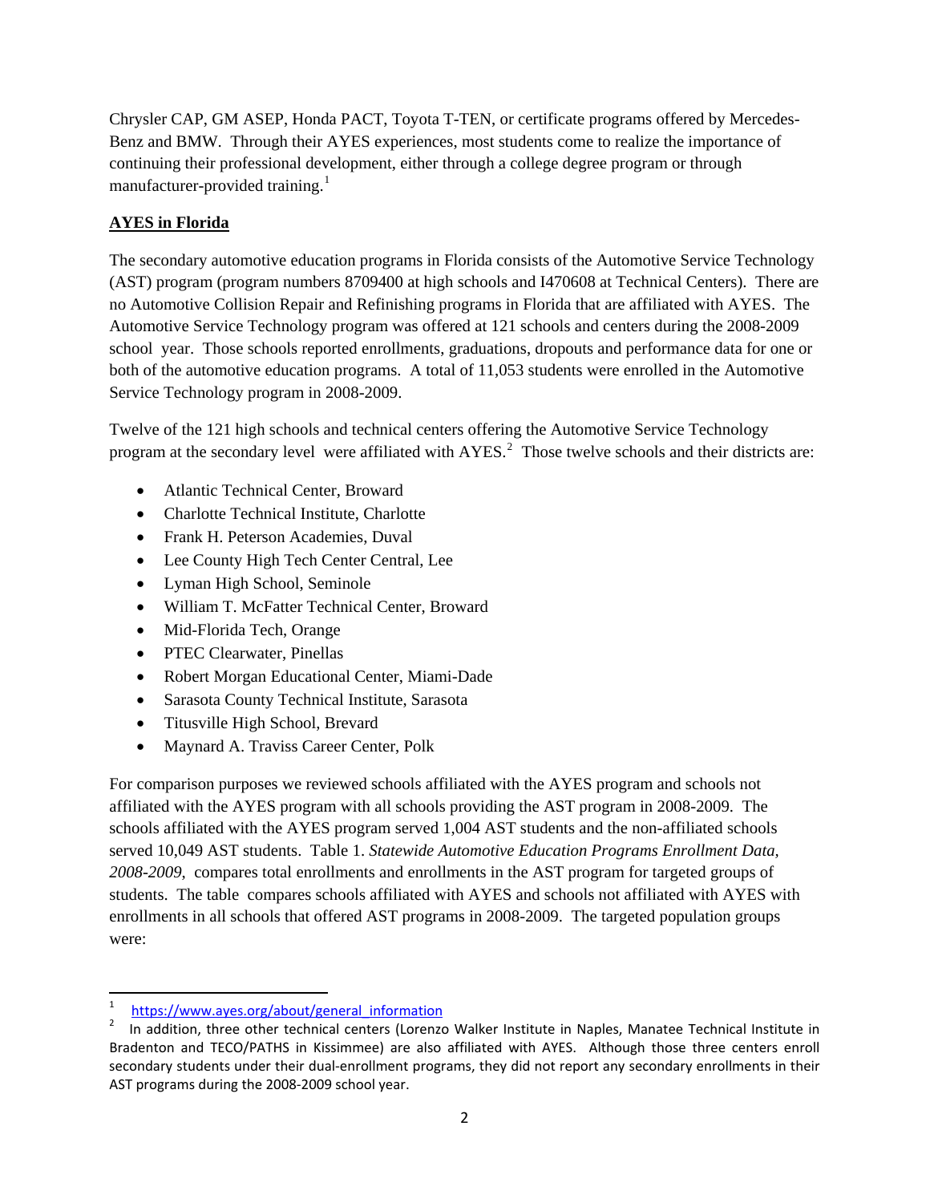Chrysler CAP, GM ASEP, Honda PACT, Toyota T-TEN, or certificate programs offered by Mercedes-Benz and BMW. Through their AYES experiences, most students come to realize the importance of continuing their professional development, either through a college degree program or through manufacturer-provided training.[1]

**AYES in Florida**

The secondary automotive education programs in Florida consists of the Automotive Service Technology (AST) program (program numbers 8709400 at high schools and I470608 at Technical Centers). There are no Automotive Collision Repair and Refinishing programs in Florida that are affiliated with AYES. The Automotive Service Technology program was offered at 121 schools and centers during the 2008-2009 school year. Those schools reported enrollments, graduations, dropouts and performance data for one or both of the automotive education programs. A total of 11,053 students were enrolled in the Automotive Service Technology program in 2008-2009.

Twelve of the 121 high schools and technical centers offering the Automotive Service Technology program at the secondary level were affiliated with AYES.[2] Those twelve schools and their districts are:

- Atlantic Technical Center, Broward
- Charlotte Technical Institute, Charlotte
- Frank H. Peterson Academies, Duval
- Lee County High Tech Center Central, Lee
- Lyman High School, Seminole
- William T. McFatter Technical Center, Broward
- Mid-Florida Tech, Orange
- PTEC Clearwater, Pinellas
- Robert Morgan Educational Center, Miami-Dade
- Sarasota County Technical Institute, Sarasota
- Titusville High School, Brevard
- Maynard A. Traviss Career Center, Polk

For comparison purposes we reviewed schools affiliated with the AYES program and schools not affiliated with the AYES program with all schools providing the AST program in 2008-2009. The schools affiliated with the AYES program served 1,004 AST students and the non-affiliated schools served 10,049 AST students. Table 1. *Statewide Automotive Education Programs Enrollment Data, 2008-2009*, compares total enrollments and enrollments in the AST program for targeted groups of students. The table compares schools affiliated with AYES and schools not affiliated with AYES with enrollments in all schools that offered AST programs in 2008-2009. The targeted population groups were:

---

[1] https://www.ayes.org/about/general_information

[2] In addition, three other technical centers (Lorenzo Walker Institute in Naples, Manatee Technical Institute in Bradenton and TECO/PATHS in Kissimmee) are also affiliated with AYES. Although those three centers enroll secondary students under their dual-enrollment programs, they did not report any secondary enrollments in their AST programs during the 2008-2009 school year.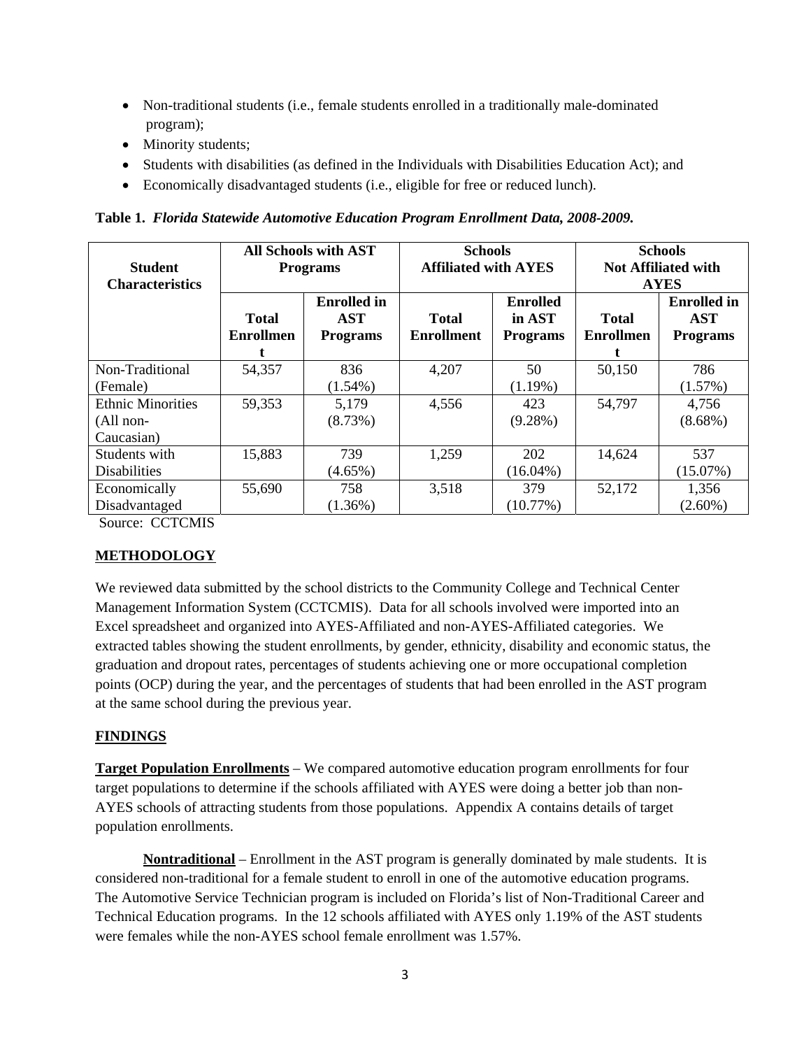- Non-traditional students (i.e., female students enrolled in a traditionally male-dominated program);
- Minority students;
- Students with disabilities (as defined in the Individuals with Disabilities Education Act); and
- Economically disadvantaged students (i.e., eligible for free or reduced lunch).

**Table 1.** ***Florida Statewide Automotive Education Program Enrollment Data, 2008-2009.***

| Student Characteristics | All Schools with AST Programs | | Schools Affiliated with AYES | | Schools Not Affiliated with AYES | |
|---|---|---|---|---|---|---|
| | Total Enrollment | Enrolled in AST Programs | Total Enrollment | Enrolled in AST Programs | Total Enrollment | Enrolled in AST Programs |
| Non-Traditional (Female) | 54,357 | 836 (1.54%) | 4,207 | 50 (1.19%) | 50,150 | 786 (1.57%) |
| Ethnic Minorities (All non-Caucasian) | 59,353 | 5,179 (8.73%) | 4,556 | 423 (9.28%) | 54,797 | 4,756 (8.68%) |
| Students with Disabilities | 15,883 | 739 (4.65%) | 1,259 | 202 (16.04%) | 14,624 | 537 (15.07%) |
| Economically Disadvantaged | 55,690 | 758 (1.36%) | 3,518 | 379 (10.77%) | 52,172 | 1,356 (2.60%) |

Source: CCTCMIS

## METHODOLOGY

We reviewed data submitted by the school districts to the Community College and Technical Center Management Information System (CCTCMIS). Data for all schools involved were imported into an Excel spreadsheet and organized into AYES-Affiliated and non-AYES-Affiliated categories. We extracted tables showing the student enrollments, by gender, ethnicity, disability and economic status, the graduation and dropout rates, percentages of students achieving one or more occupational completion points (OCP) during the year, and the percentages of students that had been enrolled in the AST program at the same school during the previous year.

## FINDINGS

**Target Population Enrollments** – We compared automotive education program enrollments for four target populations to determine if the schools affiliated with AYES were doing a better job than non-AYES schools of attracting students from those populations. Appendix A contains details of target population enrollments.

**Nontraditional** – Enrollment in the AST program is generally dominated by male students. It is considered non-traditional for a female student to enroll in one of the automotive education programs. The Automotive Service Technician program is included on Florida's list of Non-Traditional Career and Technical Education programs. In the 12 schools affiliated with AYES only 1.19% of the AST students were females while the non-AYES school female enrollment was 1.57%.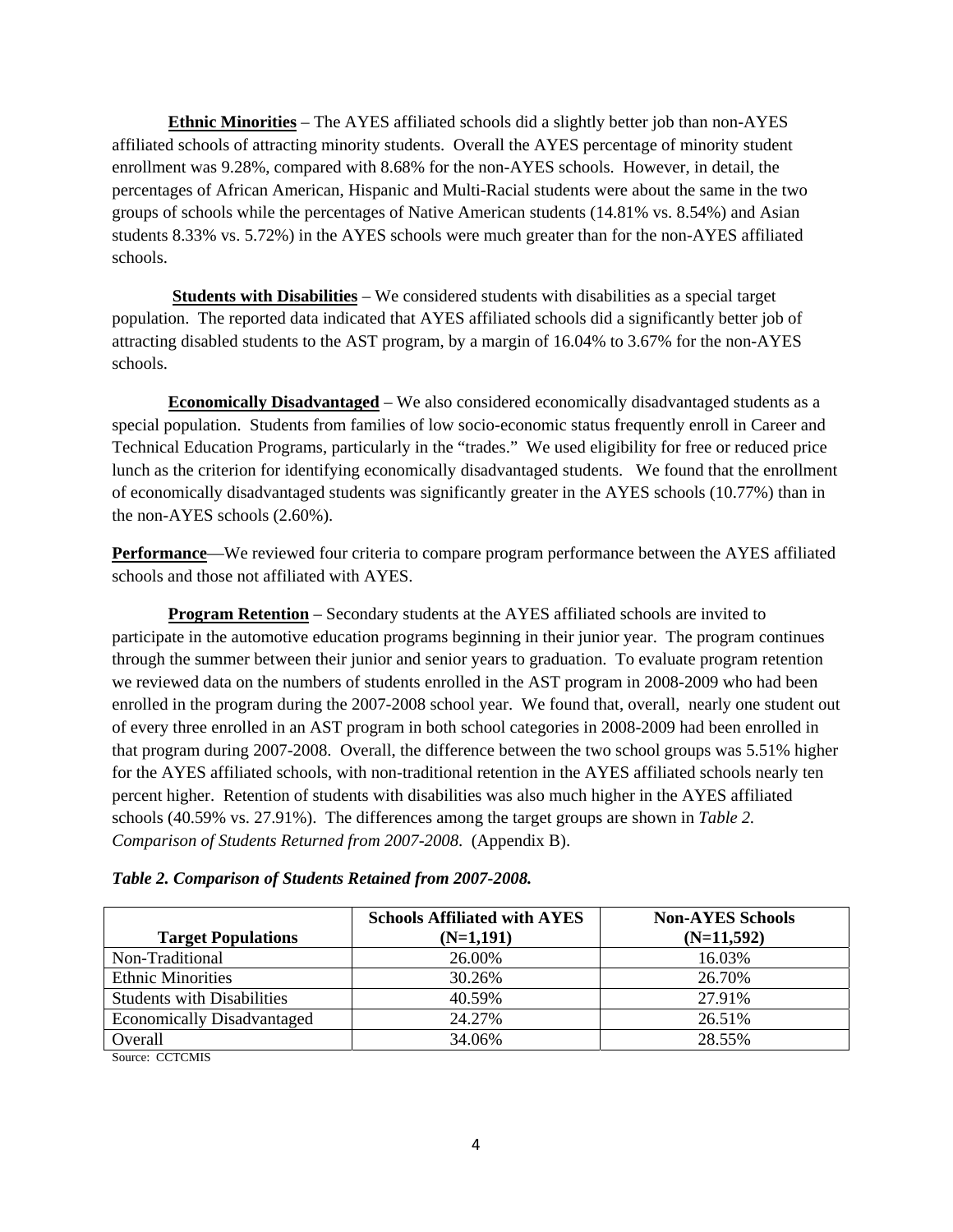**Ethnic Minorities** – The AYES affiliated schools did a slightly better job than non-AYES affiliated schools of attracting minority students. Overall the AYES percentage of minority student enrollment was 9.28%, compared with 8.68% for the non-AYES schools. However, in detail, the percentages of African American, Hispanic and Multi-Racial students were about the same in the two groups of schools while the percentages of Native American students (14.81% vs. 8.54%) and Asian students 8.33% vs. 5.72%) in the AYES schools were much greater than for the non-AYES affiliated schools.

**Students with Disabilities** – We considered students with disabilities as a special target population. The reported data indicated that AYES affiliated schools did a significantly better job of attracting disabled students to the AST program, by a margin of 16.04% to 3.67% for the non-AYES schools.

**Economically Disadvantaged** – We also considered economically disadvantaged students as a special population. Students from families of low socio-economic status frequently enroll in Career and Technical Education Programs, particularly in the "trades." We used eligibility for free or reduced price lunch as the criterion for identifying economically disadvantaged students. We found that the enrollment of economically disadvantaged students was significantly greater in the AYES schools (10.77%) than in the non-AYES schools (2.60%).

**Performance**—We reviewed four criteria to compare program performance between the AYES affiliated schools and those not affiliated with AYES.

**Program Retention** – Secondary students at the AYES affiliated schools are invited to participate in the automotive education programs beginning in their junior year. The program continues through the summer between their junior and senior years to graduation. To evaluate program retention we reviewed data on the numbers of students enrolled in the AST program in 2008-2009 who had been enrolled in the program during the 2007-2008 school year. We found that, overall, nearly one student out of every three enrolled in an AST program in both school categories in 2008-2009 had been enrolled in that program during 2007-2008. Overall, the difference between the two school groups was 5.51% higher for the AYES affiliated schools, with non-traditional retention in the AYES affiliated schools nearly ten percent higher. Retention of students with disabilities was also much higher in the AYES affiliated schools (40.59% vs. 27.91%). The differences among the target groups are shown in *Table 2. Comparison of Students Returned from 2007-2008*. (Appendix B).

***Table 2. Comparison of Students Retained from 2007-2008.***

| Target Populations | Schools Affiliated with AYES (N=1,191) | Non-AYES Schools (N=11,592) |
|---|---|---|
| Non-Traditional | 26.00% | 16.03% |
| Ethnic Minorities | 30.26% | 26.70% |
| Students with Disabilities | 40.59% | 27.91% |
| Economically Disadvantaged | 24.27% | 26.51% |
| Overall | 34.06% | 28.55% |

Source: CCTCMIS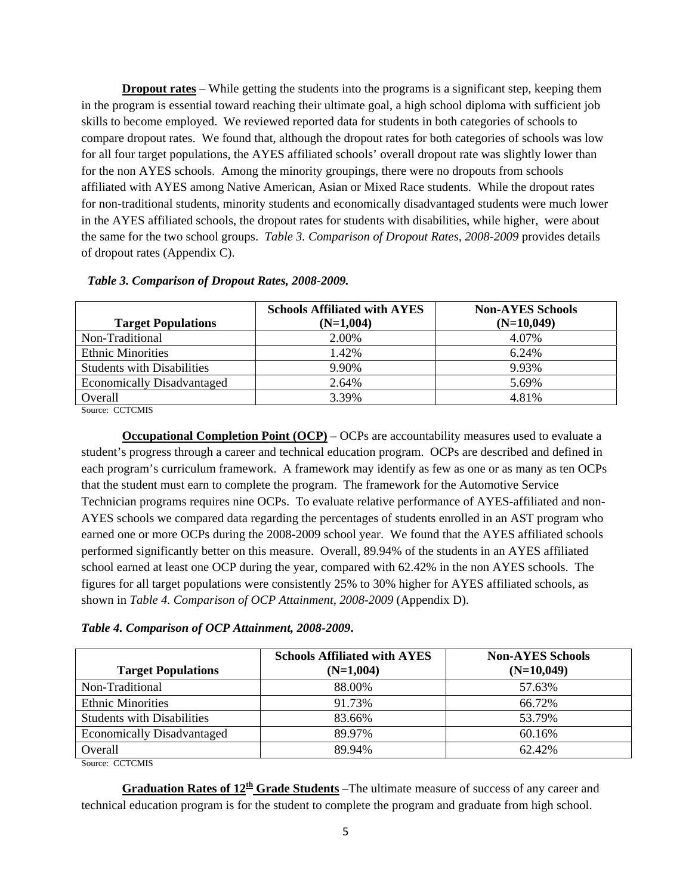**Dropout rates** – While getting the students into the programs is a significant step, keeping them in the program is essential toward reaching their ultimate goal, a high school diploma with sufficient job skills to become employed. We reviewed reported data for students in both categories of schools to compare dropout rates. We found that, although the dropout rates for both categories of schools was low for all four target populations, the AYES affiliated schools' overall dropout rate was slightly lower than for the non AYES schools. Among the minority groupings, there were no dropouts from schools affiliated with AYES among Native American, Asian or Mixed Race students. While the dropout rates for non-traditional students, minority students and economically disadvantaged students were much lower in the AYES affiliated schools, the dropout rates for students with disabilities, while higher, were about the same for the two school groups. *Table 3. Comparison of Dropout Rates, 2008-2009* provides details of dropout rates (Appendix C).

***Table 3. Comparison of Dropout Rates, 2008-2009.***

| Target Populations | Schools Affiliated with AYES (N=1,004) | Non-AYES Schools (N=10,049) |
|---|---|---|
| Non-Traditional | 2.00% | 4.07% |
| Ethnic Minorities | 1.42% | 6.24% |
| Students with Disabilities | 9.90% | 9.93% |
| Economically Disadvantaged | 2.64% | 5.69% |
| Overall | 3.39% | 4.81% |

Source: CCTCMIS

**Occupational Completion Point (OCP)** – OCPs are accountability measures used to evaluate a student's progress through a career and technical education program. OCPs are described and defined in each program's curriculum framework. A framework may identify as few as one or as many as ten OCPs that the student must earn to complete the program. The framework for the Automotive Service Technician programs requires nine OCPs. To evaluate relative performance of AYES-affiliated and non-AYES schools we compared data regarding the percentages of students enrolled in an AST program who earned one or more OCPs during the 2008-2009 school year. We found that the AYES affiliated schools performed significantly better on this measure. Overall, 89.94% of the students in an AYES affiliated school earned at least one OCP during the year, compared with 62.42% in the non AYES schools. The figures for all target populations were consistently 25% to 30% higher for AYES affiliated schools, as shown in *Table 4. Comparison of OCP Attainment, 2008-2009* (Appendix D).

***Table 4. Comparison of OCP Attainment, 2008-2009.***

| Target Populations | Schools Affiliated with AYES (N=1,004) | Non-AYES Schools (N=10,049) |
|---|---|---|
| Non-Traditional | 88.00% | 57.63% |
| Ethnic Minorities | 91.73% | 66.72% |
| Students with Disabilities | 83.66% | 53.79% |
| Economically Disadvantaged | 89.97% | 60.16% |
| Overall | 89.94% | 62.42% |

Source: CCTCMIS

**Graduation Rates of 12th Grade Students** –The ultimate measure of success of any career and technical education program is for the student to complete the program and graduate from high school.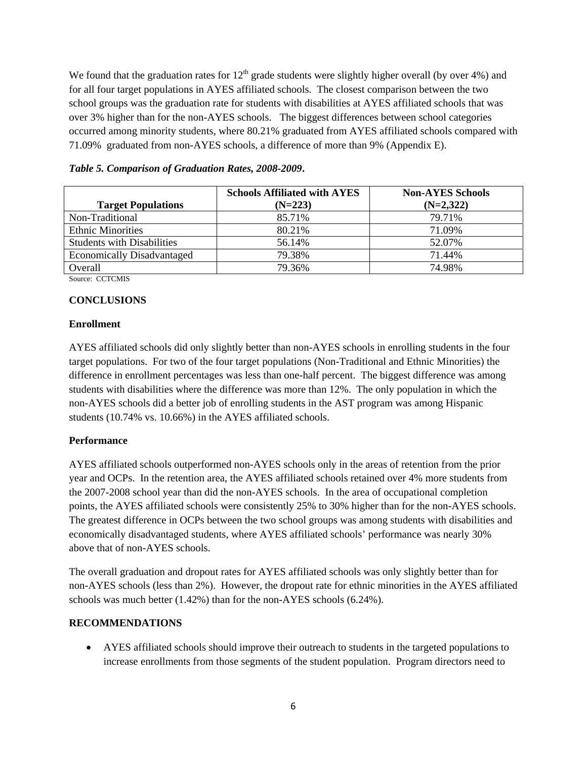We found that the graduation rates for 12th grade students were slightly higher overall (by over 4%) and for all four target populations in AYES affiliated schools. The closest comparison between the two school groups was the graduation rate for students with disabilities at AYES affiliated schools that was over 3% higher than for the non-AYES schools. The biggest differences between school categories occurred among minority students, where 80.21% graduated from AYES affiliated schools compared with 71.09% graduated from non-AYES schools, a difference of more than 9% (Appendix E).

***Table 5. Comparison of Graduation Rates, 2008-2009*.**

| Target Populations | Schools Affiliated with AYES (N=223) | Non-AYES Schools (N=2,322) |
|---|---|---|
| Non-Traditional | 85.71% | 79.71% |
| Ethnic Minorities | 80.21% | 71.09% |
| Students with Disabilities | 56.14% | 52.07% |
| Economically Disadvantaged | 79.38% | 71.44% |
| Overall | 79.36% | 74.98% |

Source: CCTCMIS

**CONCLUSIONS**

**Enrollment**

AYES affiliated schools did only slightly better than non-AYES schools in enrolling students in the four target populations. For two of the four target populations (Non-Traditional and Ethnic Minorities) the difference in enrollment percentages was less than one-half percent. The biggest difference was among students with disabilities where the difference was more than 12%. The only population in which the non-AYES schools did a better job of enrolling students in the AST program was among Hispanic students (10.74% vs. 10.66%) in the AYES affiliated schools.

**Performance**

AYES affiliated schools outperformed non-AYES schools only in the areas of retention from the prior year and OCPs. In the retention area, the AYES affiliated schools retained over 4% more students from the 2007-2008 school year than did the non-AYES schools. In the area of occupational completion points, the AYES affiliated schools were consistently 25% to 30% higher than for the non-AYES schools. The greatest difference in OCPs between the two school groups was among students with disabilities and economically disadvantaged students, where AYES affiliated schools' performance was nearly 30% above that of non-AYES schools.

The overall graduation and dropout rates for AYES affiliated schools was only slightly better than for non-AYES schools (less than 2%). However, the dropout rate for ethnic minorities in the AYES affiliated schools was much better (1.42%) than for the non-AYES schools (6.24%).

**RECOMMENDATIONS**

- AYES affiliated schools should improve their outreach to students in the targeted populations to increase enrollments from those segments of the student population. Program directors need to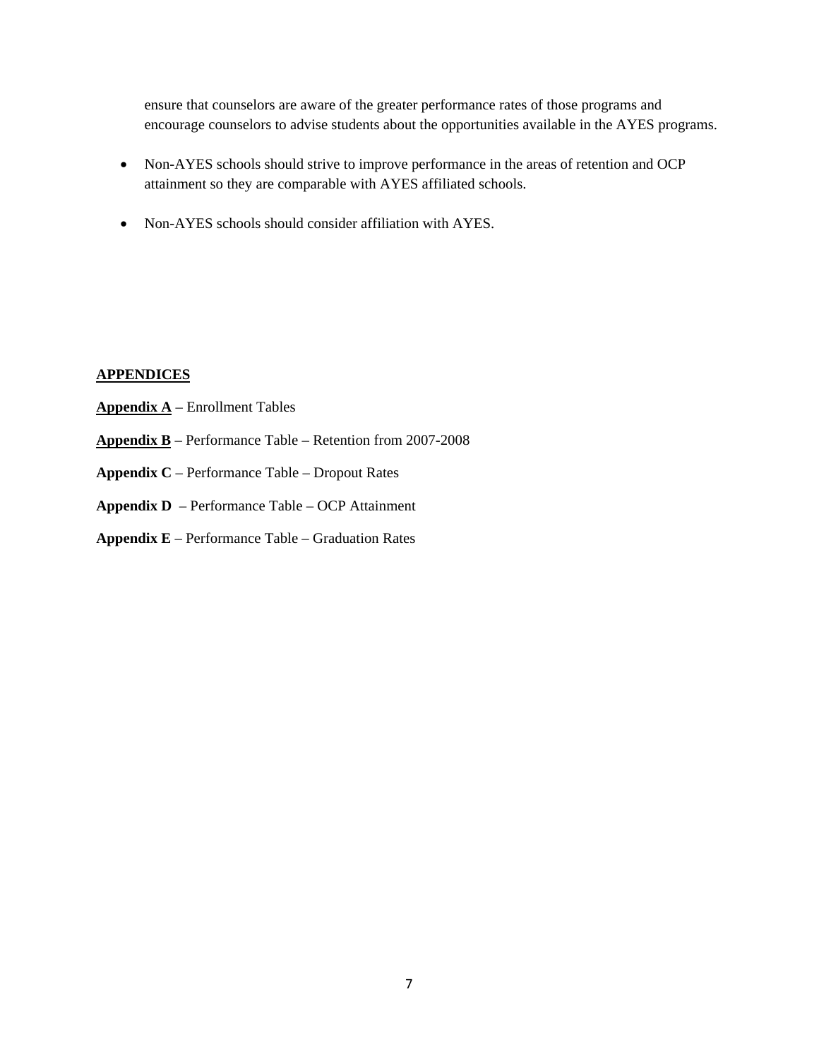ensure that counselors are aware of the greater performance rates of those programs and encourage counselors to advise students about the opportunities available in the AYES programs.

- Non-AYES schools should strive to improve performance in the areas of retention and OCP attainment so they are comparable with AYES affiliated schools.
- Non-AYES schools should consider affiliation with AYES.

**APPENDICES**

**Appendix A** – Enrollment Tables

**Appendix B** – Performance Table – Retention from 2007-2008

**Appendix C** – Performance Table – Dropout Rates

**Appendix D** – Performance Table – OCP Attainment

**Appendix E** – Performance Table – Graduation Rates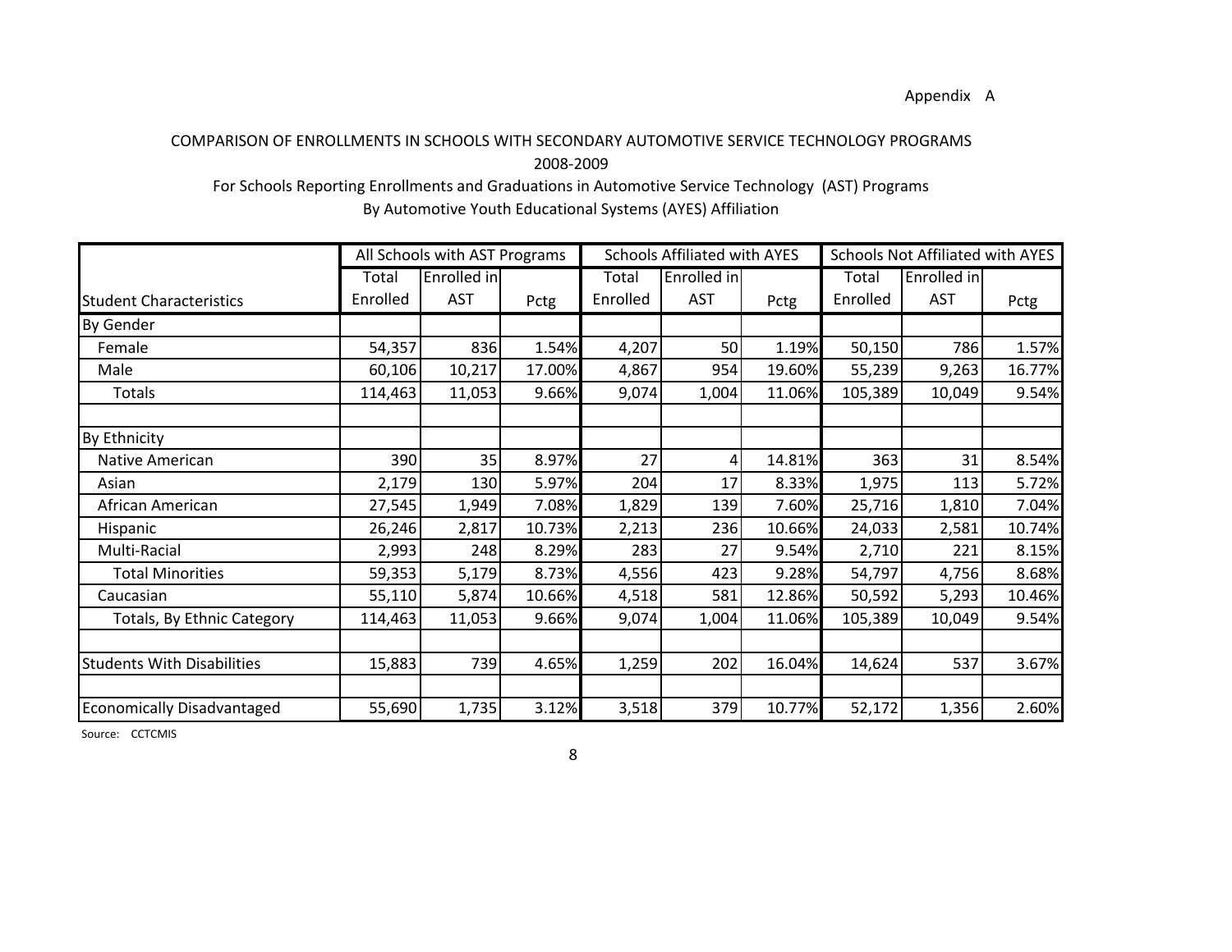Appendix A

COMPARISON OF ENROLLMENTS IN SCHOOLS WITH SECONDARY AUTOMOTIVE SERVICE TECHNOLOGY PROGRAMS
2008-2009
For Schools Reporting Enrollments and Graduations in Automotive Service Technology (AST) Programs
By Automotive Youth Educational Systems (AYES) Affiliation

| | All Schools with AST Programs | | | Schools Affiliated with AYES | | | Schools Not Affiliated with AYES | | |
|---|---|---|---|---|---|---|---|---|---|
| Student Characteristics | Total Enrolled | Enrolled in AST | Pctg | Total Enrolled | Enrolled in AST | Pctg | Total Enrolled | Enrolled in AST | Pctg |
| By Gender | | | | | | | | | |
| Female | 54,357 | 836 | 1.54% | 4,207 | 50 | 1.19% | 50,150 | 786 | 1.57% |
| Male | 60,106 | 10,217 | 17.00% | 4,867 | 954 | 19.60% | 55,239 | 9,263 | 16.77% |
| Totals | 114,463 | 11,053 | 9.66% | 9,074 | 1,004 | 11.06% | 105,389 | 10,049 | 9.54% |
| | | | | | | | | | |
| By Ethnicity | | | | | | | | | |
| Native American | 390 | 35 | 8.97% | 27 | 4 | 14.81% | 363 | 31 | 8.54% |
| Asian | 2,179 | 130 | 5.97% | 204 | 17 | 8.33% | 1,975 | 113 | 5.72% |
| African American | 27,545 | 1,949 | 7.08% | 1,829 | 139 | 7.60% | 25,716 | 1,810 | 7.04% |
| Hispanic | 26,246 | 2,817 | 10.73% | 2,213 | 236 | 10.66% | 24,033 | 2,581 | 10.74% |
| Multi-Racial | 2,993 | 248 | 8.29% | 283 | 27 | 9.54% | 2,710 | 221 | 8.15% |
| Total Minorities | 59,353 | 5,179 | 8.73% | 4,556 | 423 | 9.28% | 54,797 | 4,756 | 8.68% |
| Caucasian | 55,110 | 5,874 | 10.66% | 4,518 | 581 | 12.86% | 50,592 | 5,293 | 10.46% |
| Totals, By Ethnic Category | 114,463 | 11,053 | 9.66% | 9,074 | 1,004 | 11.06% | 105,389 | 10,049 | 9.54% |
| | | | | | | | | | |
| Students With Disabilities | 15,883 | 739 | 4.65% | 1,259 | 202 | 16.04% | 14,624 | 537 | 3.67% |
| | | | | | | | | | |
| Economically Disadvantaged | 55,690 | 1,735 | 3.12% | 3,518 | 379 | 10.77% | 52,172 | 1,356 | 2.60% |

Source: CCTCMIS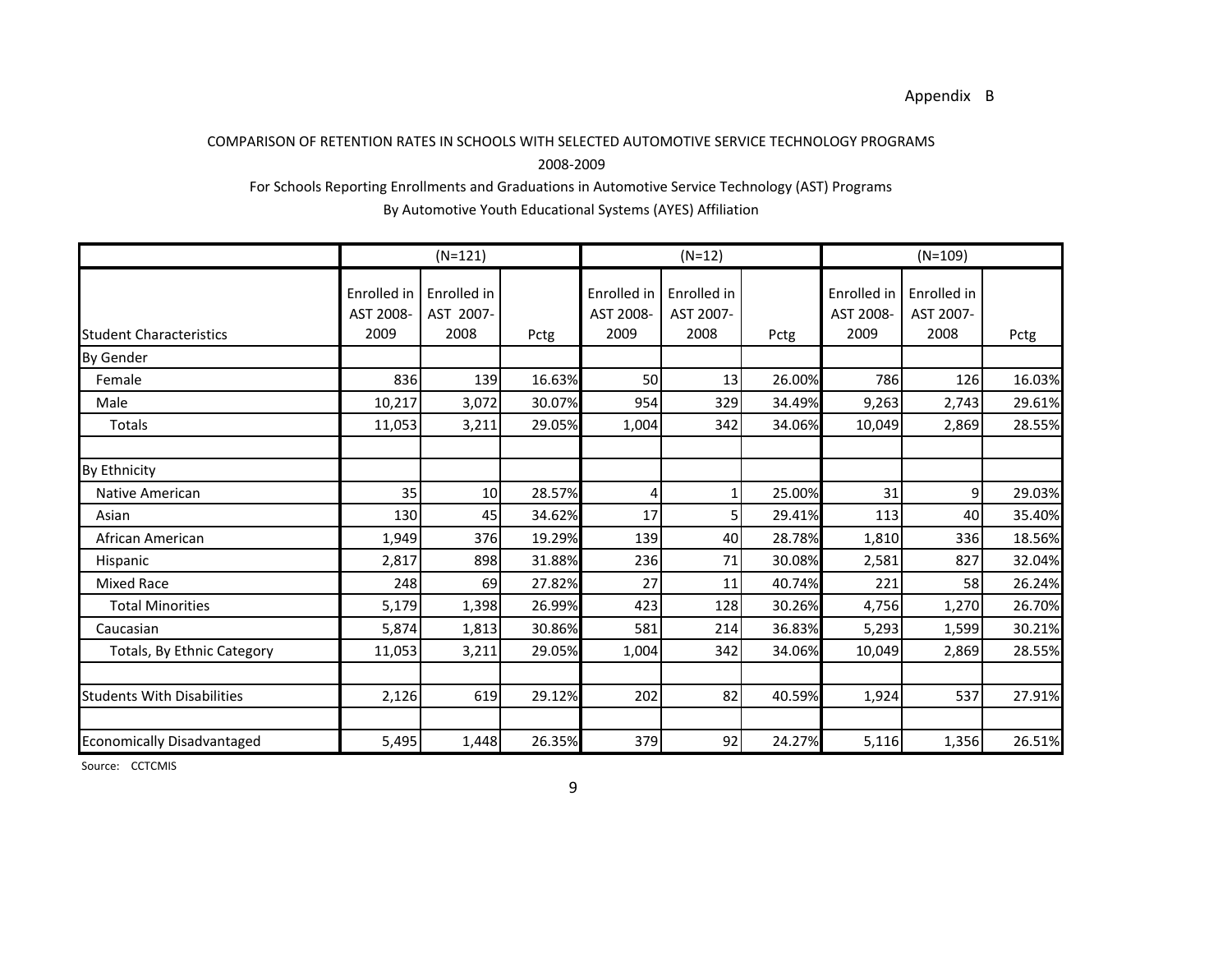Appendix B

COMPARISON OF RETENTION RATES IN SCHOOLS WITH SELECTED AUTOMOTIVE SERVICE TECHNOLOGY PROGRAMS

2008-2009

For Schools Reporting Enrollments and Graduations in Automotive Service Technology (AST) Programs

By Automotive Youth Educational Systems (AYES) Affiliation

| | (N=121) | | | (N=12) | | | (N=109) | | |
|---|---|---|---|---|---|---|---|---|---|
| Student Characteristics | Enrolled in AST 2008-2009 | Enrolled in AST 2007-2008 | Pctg | Enrolled in AST 2008-2009 | Enrolled in AST 2007-2008 | Pctg | Enrolled in AST 2008-2009 | Enrolled in AST 2007-2008 | Pctg |
| By Gender | | | | | | | | | |
| Female | 836 | 139 | 16.63% | 50 | 13 | 26.00% | 786 | 126 | 16.03% |
| Male | 10,217 | 3,072 | 30.07% | 954 | 329 | 34.49% | 9,263 | 2,743 | 29.61% |
| Totals | 11,053 | 3,211 | 29.05% | 1,004 | 342 | 34.06% | 10,049 | 2,869 | 28.55% |
| | | | | | | | | | |
| By Ethnicity | | | | | | | | | |
| Native American | 35 | 10 | 28.57% | 4 | 1 | 25.00% | 31 | 9 | 29.03% |
| Asian | 130 | 45 | 34.62% | 17 | 5 | 29.41% | 113 | 40 | 35.40% |
| African American | 1,949 | 376 | 19.29% | 139 | 40 | 28.78% | 1,810 | 336 | 18.56% |
| Hispanic | 2,817 | 898 | 31.88% | 236 | 71 | 30.08% | 2,581 | 827 | 32.04% |
| Mixed Race | 248 | 69 | 27.82% | 27 | 11 | 40.74% | 221 | 58 | 26.24% |
| Total Minorities | 5,179 | 1,398 | 26.99% | 423 | 128 | 30.26% | 4,756 | 1,270 | 26.70% |
| Caucasian | 5,874 | 1,813 | 30.86% | 581 | 214 | 36.83% | 5,293 | 1,599 | 30.21% |
| Totals, By Ethnic Category | 11,053 | 3,211 | 29.05% | 1,004 | 342 | 34.06% | 10,049 | 2,869 | 28.55% |
| | | | | | | | | | |
| Students With Disabilities | 2,126 | 619 | 29.12% | 202 | 82 | 40.59% | 1,924 | 537 | 27.91% |
| | | | | | | | | | |
| Economically Disadvantaged | 5,495 | 1,448 | 26.35% | 379 | 92 | 24.27% | 5,116 | 1,356 | 26.51% |

Source: CCTCMIS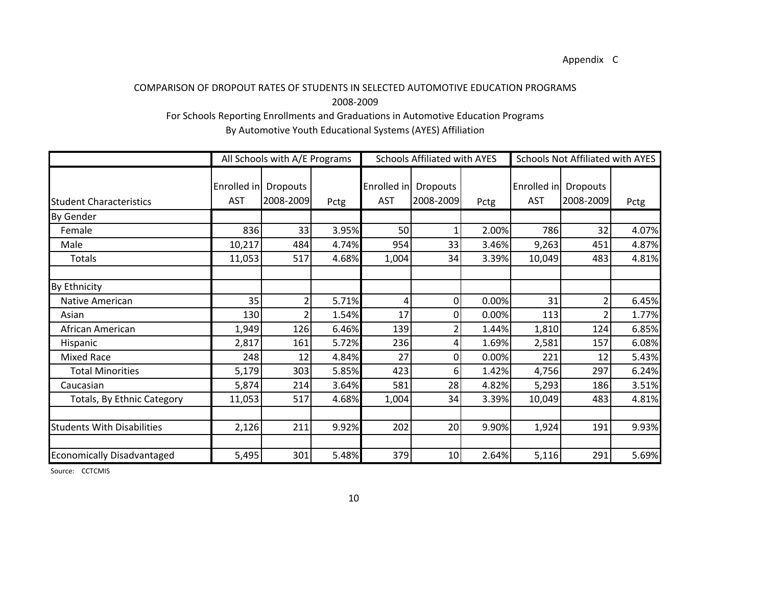Appendix C

COMPARISON OF DROPOUT RATES OF STUDENTS IN SELECTED AUTOMOTIVE EDUCATION PROGRAMS

2008-2009

For Schools Reporting Enrollments and Graduations in Automotive Education Programs

By Automotive Youth Educational Systems (AYES) Affiliation

| | All Schools with A/E Programs | | | Schools Affiliated with AYES | | | Schools Not Affiliated with AYES | | |
|---|---|---|---|---|---|---|---|---|---|
| Student Characteristics | Enrolled in AST | Dropouts 2008-2009 | Pctg | Enrolled in AST | Dropouts 2008-2009 | Pctg | Enrolled in AST | Dropouts 2008-2009 | Pctg |
| By Gender | | | | | | | | | |
| Female | 836 | 33 | 3.95% | 50 | 1 | 2.00% | 786 | 32 | 4.07% |
| Male | 10,217 | 484 | 4.74% | 954 | 33 | 3.46% | 9,263 | 451 | 4.87% |
| Totals | 11,053 | 517 | 4.68% | 1,004 | 34 | 3.39% | 10,049 | 483 | 4.81% |
| | | | | | | | | | |
| By Ethnicity | | | | | | | | | |
| Native American | 35 | 2 | 5.71% | 4 | 0 | 0.00% | 31 | 2 | 6.45% |
| Asian | 130 | 2 | 1.54% | 17 | 0 | 0.00% | 113 | 2 | 1.77% |
| African American | 1,949 | 126 | 6.46% | 139 | 2 | 1.44% | 1,810 | 124 | 6.85% |
| Hispanic | 2,817 | 161 | 5.72% | 236 | 4 | 1.69% | 2,581 | 157 | 6.08% |
| Mixed Race | 248 | 12 | 4.84% | 27 | 0 | 0.00% | 221 | 12 | 5.43% |
| Total Minorities | 5,179 | 303 | 5.85% | 423 | 6 | 1.42% | 4,756 | 297 | 6.24% |
| Caucasian | 5,874 | 214 | 3.64% | 581 | 28 | 4.82% | 5,293 | 186 | 3.51% |
| Totals, By Ethnic Category | 11,053 | 517 | 4.68% | 1,004 | 34 | 3.39% | 10,049 | 483 | 4.81% |
| | | | | | | | | | |
| Students With Disabilities | 2,126 | 211 | 9.92% | 202 | 20 | 9.90% | 1,924 | 191 | 9.93% |
| | | | | | | | | | |
| Economically Disadvantaged | 5,495 | 301 | 5.48% | 379 | 10 | 2.64% | 5,116 | 291 | 5.69% |

Source: CCTCMIS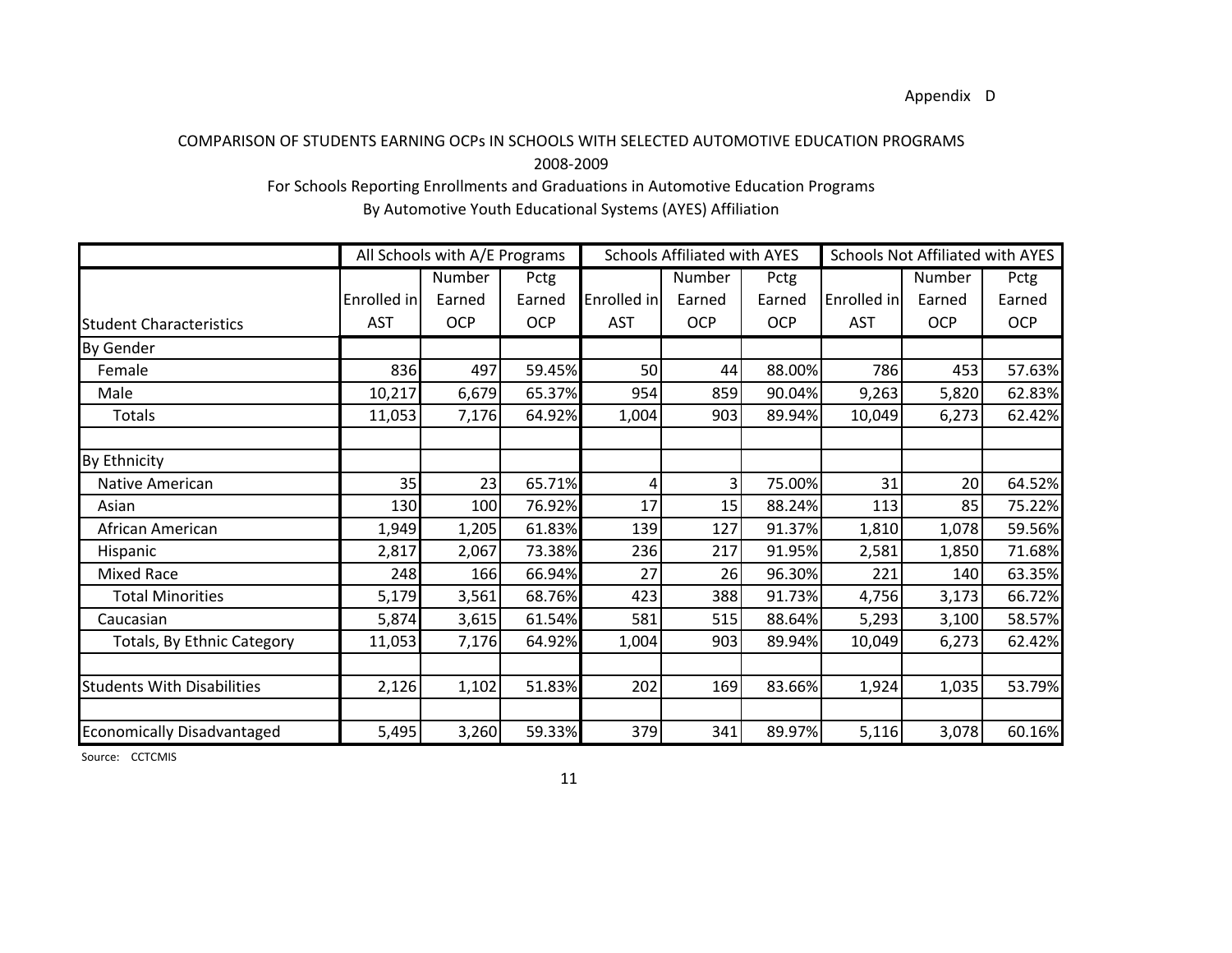Appendix D

# COMPARISON OF STUDENTS EARNING OCPs IN SCHOOLS WITH SELECTED AUTOMOTIVE EDUCATION PROGRAMS

## 2008-2009

### For Schools Reporting Enrollments and Graduations in Automotive Education Programs

### By Automotive Youth Educational Systems (AYES) Affiliation

| | All Schools with A/E Programs | | | Schools Affiliated with AYES | | | Schools Not Affiliated with AYES | | |
|---|---|---|---|---|---|---|---|---|---|
| Student Characteristics | Enrolled in AST | Number Earned OCP | Pctg Earned OCP | Enrolled in AST | Number Earned OCP | Pctg Earned OCP | Enrolled in AST | Number Earned OCP | Pctg Earned OCP |
| By Gender | | | | | | | | | |
| Female | 836 | 497 | 59.45% | 50 | 44 | 88.00% | 786 | 453 | 57.63% |
| Male | 10,217 | 6,679 | 65.37% | 954 | 859 | 90.04% | 9,263 | 5,820 | 62.83% |
| Totals | 11,053 | 7,176 | 64.92% | 1,004 | 903 | 89.94% | 10,049 | 6,273 | 62.42% |
| | | | | | | | | | |
| By Ethnicity | | | | | | | | | |
| Native American | 35 | 23 | 65.71% | 4 | 3 | 75.00% | 31 | 20 | 64.52% |
| Asian | 130 | 100 | 76.92% | 17 | 15 | 88.24% | 113 | 85 | 75.22% |
| African American | 1,949 | 1,205 | 61.83% | 139 | 127 | 91.37% | 1,810 | 1,078 | 59.56% |
| Hispanic | 2,817 | 2,067 | 73.38% | 236 | 217 | 91.95% | 2,581 | 1,850 | 71.68% |
| Mixed Race | 248 | 166 | 66.94% | 27 | 26 | 96.30% | 221 | 140 | 63.35% |
| Total Minorities | 5,179 | 3,561 | 68.76% | 423 | 388 | 91.73% | 4,756 | 3,173 | 66.72% |
| Caucasian | 5,874 | 3,615 | 61.54% | 581 | 515 | 88.64% | 5,293 | 3,100 | 58.57% |
| Totals, By Ethnic Category | 11,053 | 7,176 | 64.92% | 1,004 | 903 | 89.94% | 10,049 | 6,273 | 62.42% |
| | | | | | | | | | |
| Students With Disabilities | 2,126 | 1,102 | 51.83% | 202 | 169 | 83.66% | 1,924 | 1,035 | 53.79% |
| | | | | | | | | | |
| Economically Disadvantaged | 5,495 | 3,260 | 59.33% | 379 | 341 | 89.97% | 5,116 | 3,078 | 60.16% |

Source: CCTCMIS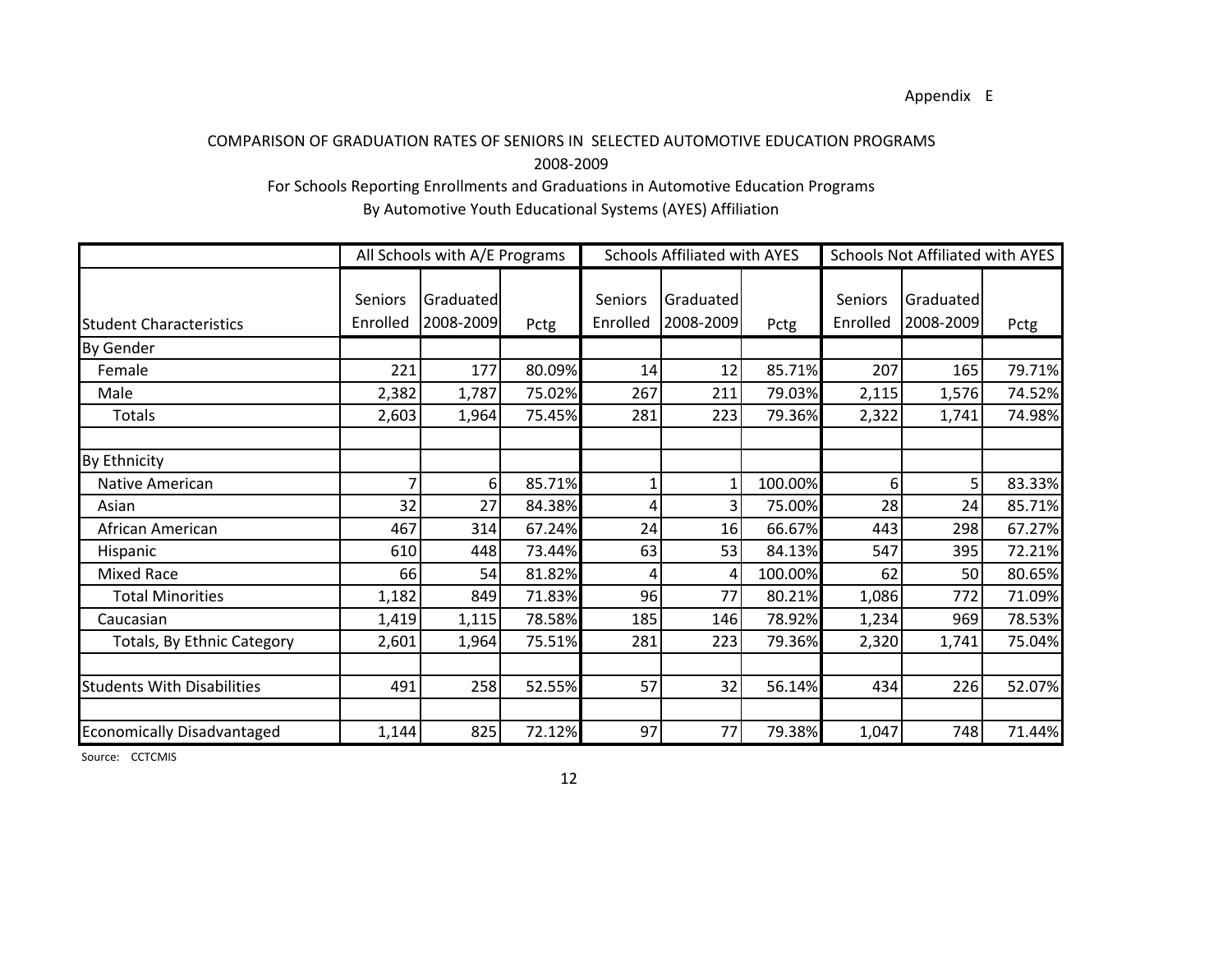Appendix E

COMPARISON OF GRADUATION RATES OF SENIORS IN SELECTED AUTOMOTIVE EDUCATION PROGRAMS

2008-2009

For Schools Reporting Enrollments and Graduations in Automotive Education Programs

By Automotive Youth Educational Systems (AYES) Affiliation

| | All Schools with A/E Programs | | | Schools Affiliated with AYES | | | Schools Not Affiliated with AYES | | |
|---|---|---|---|---|---|---|---|---|---|
| Student Characteristics | Seniors Enrolled | Graduated 2008-2009 | Pctg | Seniors Enrolled | Graduated 2008-2009 | Pctg | Seniors Enrolled | Graduated 2008-2009 | Pctg |
| By Gender | | | | | | | | | |
| Female | 221 | 177 | 80.09% | 14 | 12 | 85.71% | 207 | 165 | 79.71% |
| Male | 2,382 | 1,787 | 75.02% | 267 | 211 | 79.03% | 2,115 | 1,576 | 74.52% |
| Totals | 2,603 | 1,964 | 75.45% | 281 | 223 | 79.36% | 2,322 | 1,741 | 74.98% |
| | | | | | | | | | |
| By Ethnicity | | | | | | | | | |
| Native American | 7 | 6 | 85.71% | 1 | 1 | 100.00% | 6 | 5 | 83.33% |
| Asian | 32 | 27 | 84.38% | 4 | 3 | 75.00% | 28 | 24 | 85.71% |
| African American | 467 | 314 | 67.24% | 24 | 16 | 66.67% | 443 | 298 | 67.27% |
| Hispanic | 610 | 448 | 73.44% | 63 | 53 | 84.13% | 547 | 395 | 72.21% |
| Mixed Race | 66 | 54 | 81.82% | 4 | 4 | 100.00% | 62 | 50 | 80.65% |
| Total Minorities | 1,182 | 849 | 71.83% | 96 | 77 | 80.21% | 1,086 | 772 | 71.09% |
| Caucasian | 1,419 | 1,115 | 78.58% | 185 | 146 | 78.92% | 1,234 | 969 | 78.53% |
| Totals, By Ethnic Category | 2,601 | 1,964 | 75.51% | 281 | 223 | 79.36% | 2,320 | 1,741 | 75.04% |
| | | | | | | | | | |
| Students With Disabilities | 491 | 258 | 52.55% | 57 | 32 | 56.14% | 434 | 226 | 52.07% |
| | | | | | | | | | |
| Economically Disadvantaged | 1,144 | 825 | 72.12% | 97 | 77 | 79.38% | 1,047 | 748 | 71.44% |

Source: CCTCMIS